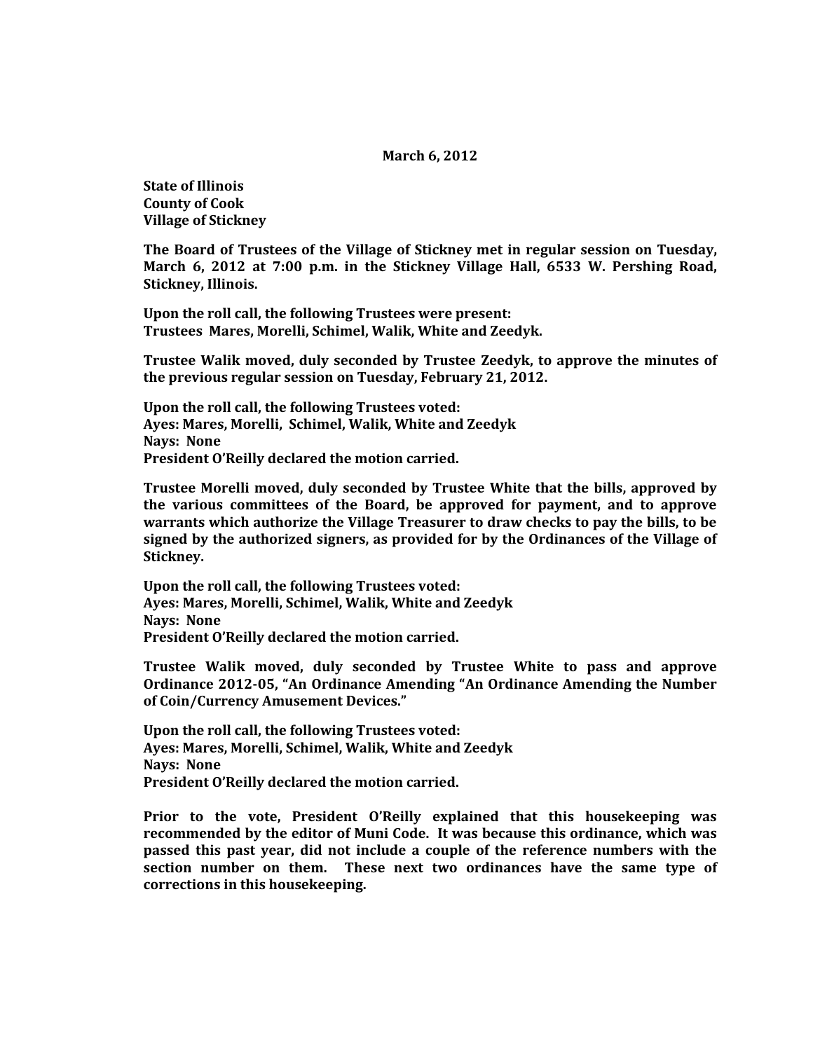**March 6, 2012**

**State of Illinois**
**County of Cook**
**Village of Stickney**

**The Board of Trustees of the Village of Stickney met in regular session on Tuesday, March 6, 2012 at 7:00 p.m. in the Stickney Village Hall, 6533 W. Pershing Road, Stickney, Illinois.**

**Upon the roll call, the following Trustees were present:**
**Trustees Mares, Morelli, Schimel, Walik, White and Zeedyk.**

**Trustee Walik moved, duly seconded by Trustee Zeedyk, to approve the minutes of the previous regular session on Tuesday, February 21, 2012.**

**Upon the roll call, the following Trustees voted:**
**Ayes: Mares, Morelli, Schimel, Walik, White and Zeedyk**
**Nays: None**
**President O'Reilly declared the motion carried.**

**Trustee Morelli moved, duly seconded by Trustee White that the bills, approved by the various committees of the Board, be approved for payment, and to approve warrants which authorize the Village Treasurer to draw checks to pay the bills, to be signed by the authorized signers, as provided for by the Ordinances of the Village of Stickney.**

**Upon the roll call, the following Trustees voted:**
**Ayes: Mares, Morelli, Schimel, Walik, White and Zeedyk**
**Nays: None**
**President O'Reilly declared the motion carried.**

**Trustee Walik moved, duly seconded by Trustee White to pass and approve Ordinance 2012-05, "An Ordinance Amending "An Ordinance Amending the Number of Coin/Currency Amusement Devices."**

**Upon the roll call, the following Trustees voted:**
**Ayes: Mares, Morelli, Schimel, Walik, White and Zeedyk**
**Nays: None**
**President O'Reilly declared the motion carried.**

**Prior to the vote, President O'Reilly explained that this housekeeping was recommended by the editor of Muni Code. It was because this ordinance, which was passed this past year, did not include a couple of the reference numbers with the section number on them. These next two ordinances have the same type of corrections in this housekeeping.**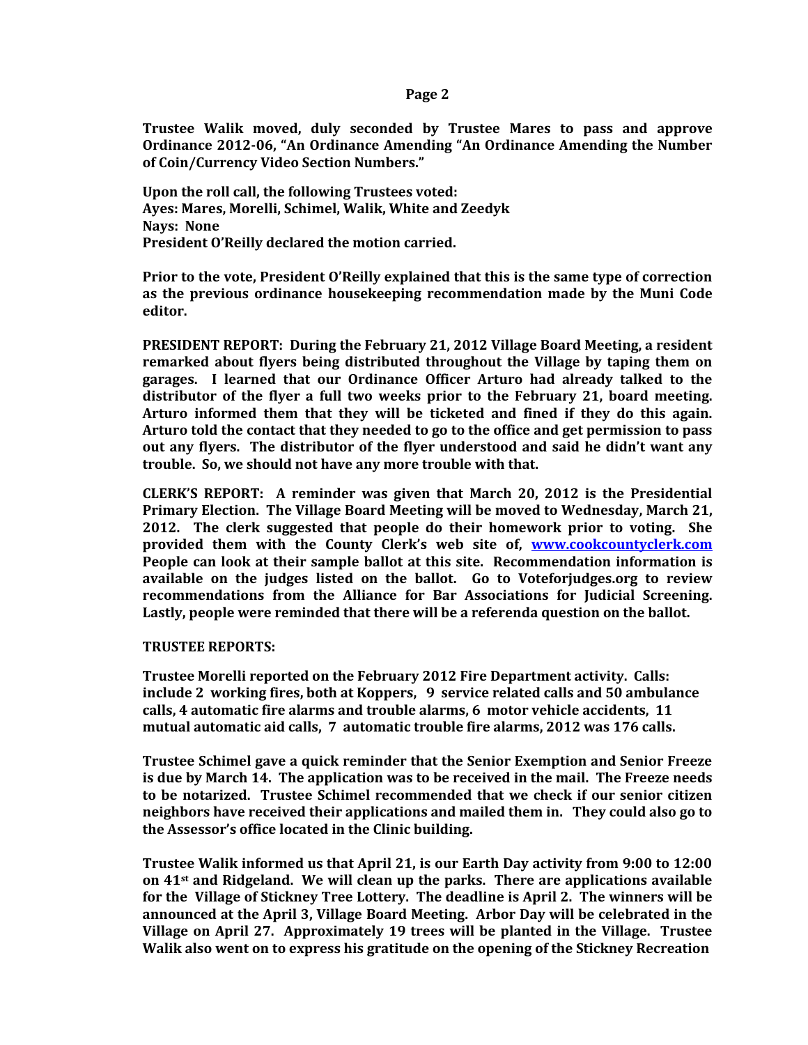**Trustee Walik moved, duly seconded by Trustee Mares to pass and approve Ordinance 2012-06, "An Ordinance Amending "An Ordinance Amending the Number of Coin/Currency Video Section Numbers."**

**Upon the roll call, the following Trustees voted:**
**Ayes: Mares, Morelli, Schimel, Walik, White and Zeedyk**
**Nays: None**
**President O'Reilly declared the motion carried.**

**Prior to the vote, President O'Reilly explained that this is the same type of correction as the previous ordinance housekeeping recommendation made by the Muni Code editor.**

**PRESIDENT REPORT: During the February 21, 2012 Village Board Meeting, a resident remarked about flyers being distributed throughout the Village by taping them on garages. I learned that our Ordinance Officer Arturo had already talked to the distributor of the flyer a full two weeks prior to the February 21, board meeting. Arturo informed them that they will be ticketed and fined if they do this again. Arturo told the contact that they needed to go to the office and get permission to pass out any flyers. The distributor of the flyer understood and said he didn't want any trouble. So, we should not have any more trouble with that.**

**CLERK'S REPORT: A reminder was given that March 20, 2012 is the Presidential Primary Election. The Village Board Meeting will be moved to Wednesday, March 21, 2012. The clerk suggested that people do their homework prior to voting. She provided them with the County Clerk's web site of, www.cookcountyclerk.com People can look at their sample ballot at this site. Recommendation information is available on the judges listed on the ballot. Go to Voteforjudges.org to review recommendations from the Alliance for Bar Associations for Judicial Screening. Lastly, people were reminded that there will be a referenda question on the ballot.**

**TRUSTEE REPORTS:**

**Trustee Morelli reported on the February 2012 Fire Department activity. Calls: include 2 working fires, both at Koppers, 9 service related calls and 50 ambulance calls, 4 automatic fire alarms and trouble alarms, 6 motor vehicle accidents, 11 mutual automatic aid calls, 7 automatic trouble fire alarms, 2012 was 176 calls.**

**Trustee Schimel gave a quick reminder that the Senior Exemption and Senior Freeze is due by March 14. The application was to be received in the mail. The Freeze needs to be notarized. Trustee Schimel recommended that we check if our senior citizen neighbors have received their applications and mailed them in. They could also go to the Assessor's office located in the Clinic building.**

**Trustee Walik informed us that April 21, is our Earth Day activity from 9:00 to 12:00 on 41st and Ridgeland. We will clean up the parks. There are applications available for the Village of Stickney Tree Lottery. The deadline is April 2. The winners will be announced at the April 3, Village Board Meeting. Arbor Day will be celebrated in the Village on April 27. Approximately 19 trees will be planted in the Village. Trustee Walik also went on to express his gratitude on the opening of the Stickney Recreation**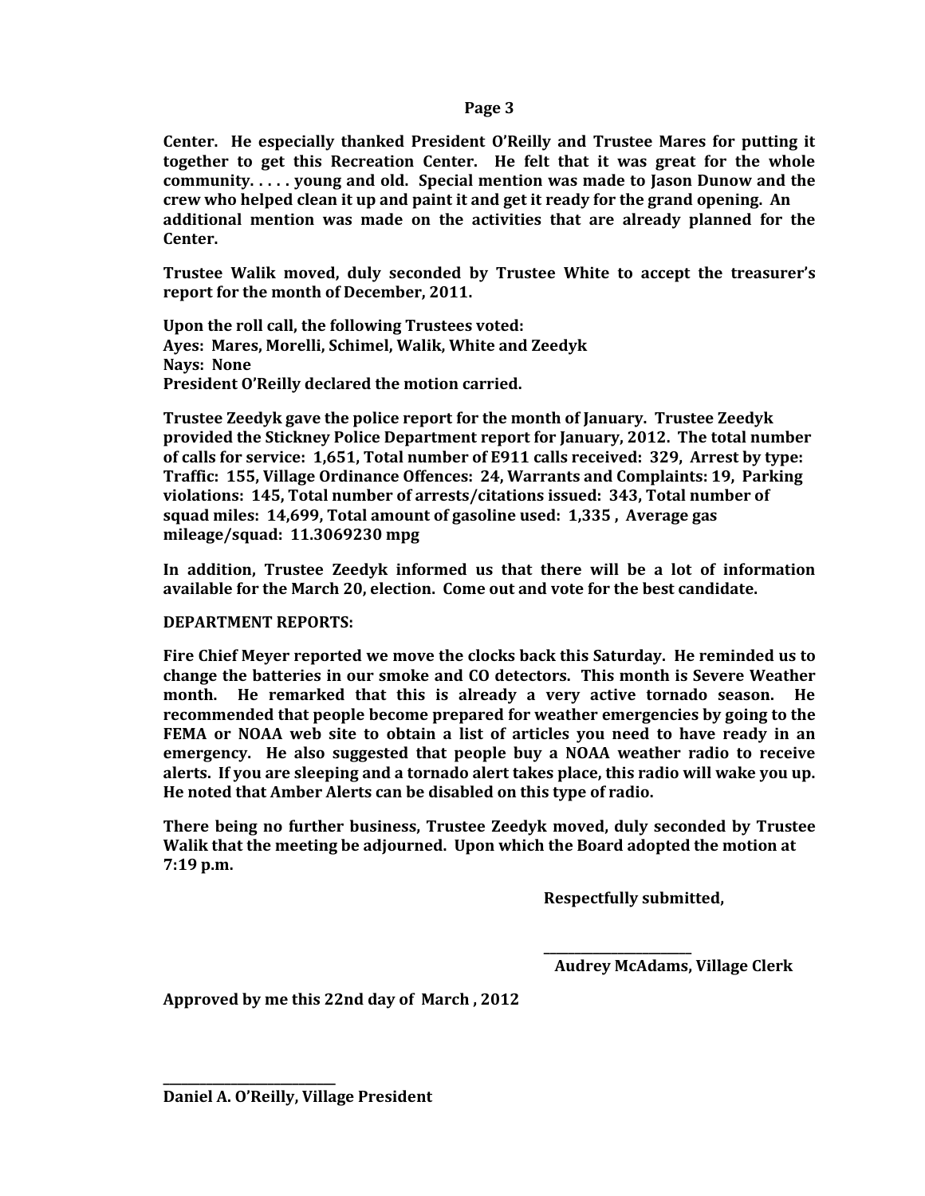**Center. He especially thanked President O'Reilly and Trustee Mares for putting it together to get this Recreation Center. He felt that it was great for the whole community. . . . . young and old. Special mention was made to Jason Dunow and the crew who helped clean it up and paint it and get it ready for the grand opening. An additional mention was made on the activities that are already planned for the Center.**

**Trustee Walik moved, duly seconded by Trustee White to accept the treasurer's report for the month of December, 2011.**

**Upon the roll call, the following Trustees voted:**
**Ayes: Mares, Morelli, Schimel, Walik, White and Zeedyk**
**Nays: None**
**President O'Reilly declared the motion carried.**

**Trustee Zeedyk gave the police report for the month of January. Trustee Zeedyk provided the Stickney Police Department report for January, 2012. The total number of calls for service: 1,651, Total number of E911 calls received: 329, Arrest by type: Traffic: 155, Village Ordinance Offences: 24, Warrants and Complaints: 19, Parking violations: 145, Total number of arrests/citations issued: 343, Total number of squad miles: 14,699, Total amount of gasoline used: 1,335 , Average gas mileage/squad: 11.3069230 mpg**

**In addition, Trustee Zeedyk informed us that there will be a lot of information available for the March 20, election. Come out and vote for the best candidate.**

**DEPARTMENT REPORTS:**

**Fire Chief Meyer reported we move the clocks back this Saturday. He reminded us to change the batteries in our smoke and CO detectors. This month is Severe Weather month. He remarked that this is already a very active tornado season. He recommended that people become prepared for weather emergencies by going to the FEMA or NOAA web site to obtain a list of articles you need to have ready in an emergency. He also suggested that people buy a NOAA weather radio to receive alerts. If you are sleeping and a tornado alert takes place, this radio will wake you up. He noted that Amber Alerts can be disabled on this type of radio.**

**There being no further business, Trustee Zeedyk moved, duly seconded by Trustee Walik that the meeting be adjourned. Upon which the Board adopted the motion at 7:19 p.m.**

**Respectfully submitted,**

**______________________**
**Audrey McAdams, Village Clerk**

**Approved by me this 22nd day of March , 2012**

**__________________________**
**Daniel A. O'Reilly, Village President**